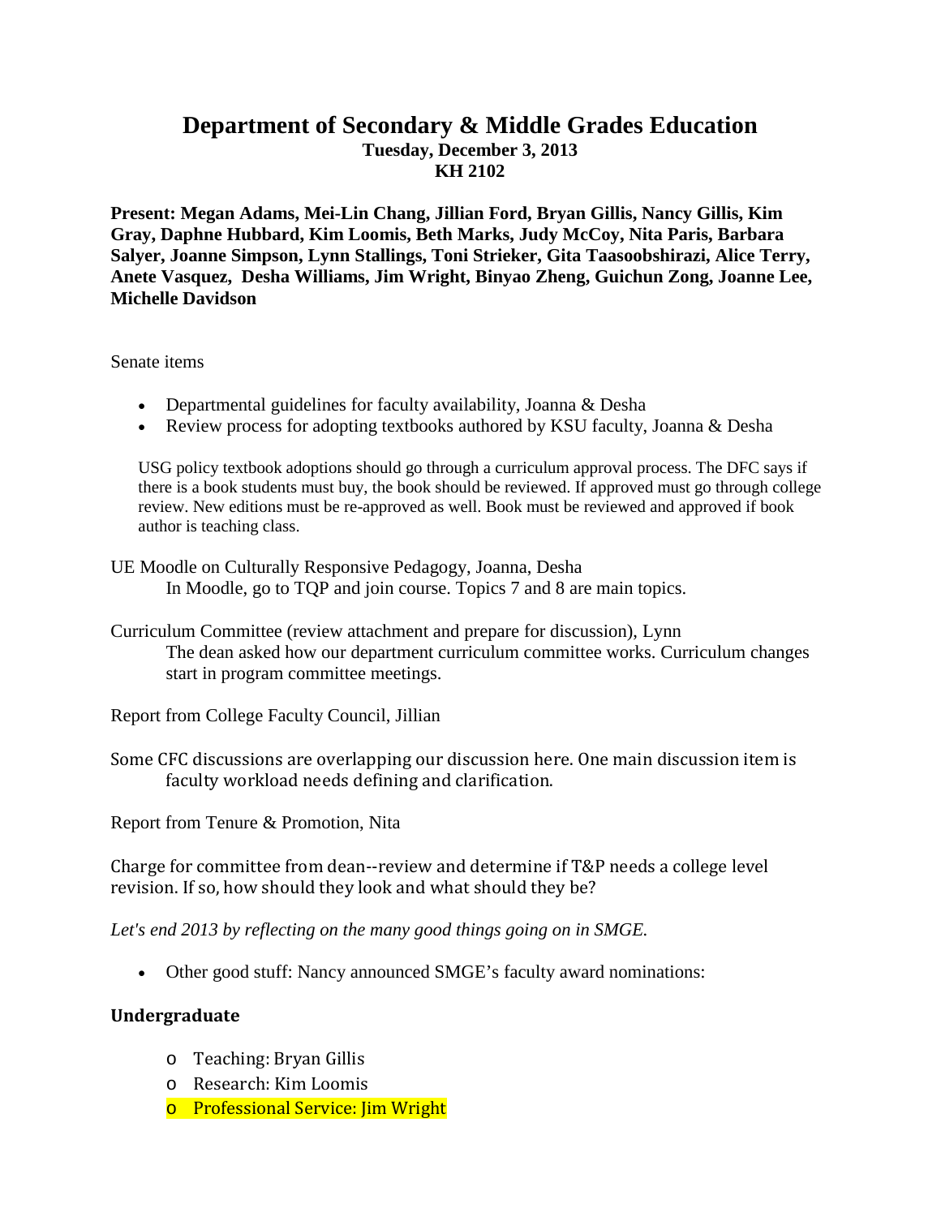# Department of Secondary & Middle Grades Education

**Tuesday, December 3, 2013**
**KH 2102**

**Present: Megan Adams, Mei-Lin Chang, Jillian Ford, Bryan Gillis, Nancy Gillis, Kim Gray, Daphne Hubbard, Kim Loomis, Beth Marks, Judy McCoy, Nita Paris, Barbara Salyer, Joanne Simpson, Lynn Stallings, Toni Strieker, Gita Taasoobshirazi, Alice Terry, Anete Vasquez, Desha Williams, Jim Wright, Binyao Zheng, Guichun Zong, Joanne Lee, Michelle Davidson**

Senate items

- Departmental guidelines for faculty availability, Joanna & Desha
- Review process for adopting textbooks authored by KSU faculty, Joanna & Desha

USG policy textbook adoptions should go through a curriculum approval process. The DFC says if there is a book students must buy, the book should be reviewed. If approved must go through college review. New editions must be re-approved as well. Book must be reviewed and approved if book author is teaching class.

UE Moodle on Culturally Responsive Pedagogy, Joanna, Desha

In Moodle, go to TQP and join course. Topics 7 and 8 are main topics.

Curriculum Committee (review attachment and prepare for discussion), Lynn

The dean asked how our department curriculum committee works. Curriculum changes start in program committee meetings.

Report from College Faculty Council, Jillian

Some CFC discussions are overlapping our discussion here. One main discussion item is faculty workload needs defining and clarification.

Report from Tenure & Promotion, Nita

Charge for committee from dean--review and determine if T&P needs a college level revision. If so, how should they look and what should they be?

*Let's end 2013 by reflecting on the many good things going on in SMGE.*

- Other good stuff: Nancy announced SMGE's faculty award nominations:

**Undergraduate**

- Teaching: Bryan Gillis
- Research: Kim Loomis
- Professional Service: Jim Wright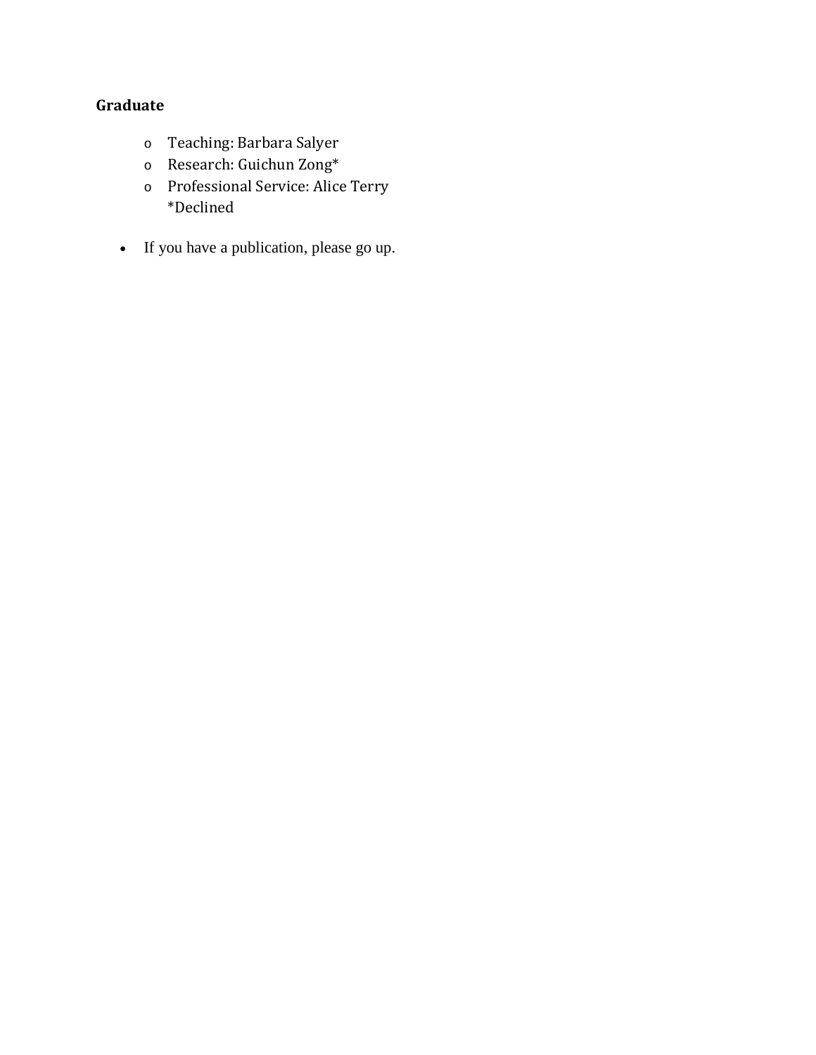**Graduate**

- Teaching: Barbara Salyer
- Research: Guichun Zong*
- Professional Service: Alice Terry
  *Declined

- If you have a publication, please go up.